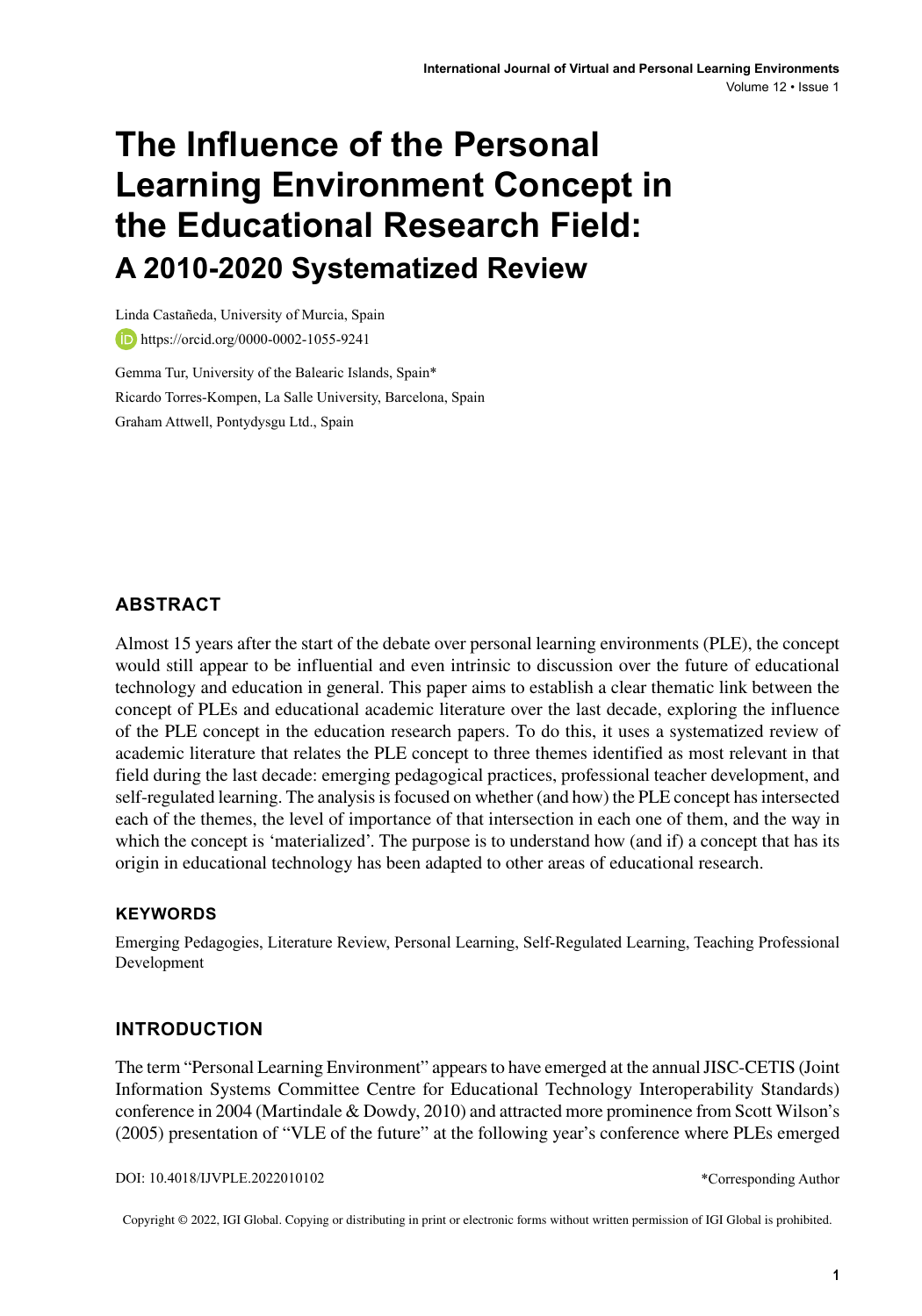# The Influence of the Personal Learning Environment Concept in the Educational Research Field:

## A 2010-2020 Systematized Review

Linda Castañeda, University of Murcia, Spain

https://orcid.org/0000-0002-1055-9241

Gemma Tur, University of the Balearic Islands, Spain*

Ricardo Torres-Kompen, La Salle University, Barcelona, Spain

Graham Attwell, Pontydysgu Ltd., Spain

### ABSTRACT

Almost 15 years after the start of the debate over personal learning environments (PLE), the concept would still appear to be influential and even intrinsic to discussion over the future of educational technology and education in general. This paper aims to establish a clear thematic link between the concept of PLEs and educational academic literature over the last decade, exploring the influence of the PLE concept in the education research papers. To do this, it uses a systematized review of academic literature that relates the PLE concept to three themes identified as most relevant in that field during the last decade: emerging pedagogical practices, professional teacher development, and self-regulated learning. The analysis is focused on whether (and how) the PLE concept has intersected each of the themes, the level of importance of that intersection in each one of them, and the way in which the concept is 'materialized'. The purpose is to understand how (and if) a concept that has its origin in educational technology has been adapted to other areas of educational research.

### KEYWORDS

Emerging Pedagogies, Literature Review, Personal Learning, Self-Regulated Learning, Teaching Professional Development

### INTRODUCTION

The term "Personal Learning Environment" appears to have emerged at the annual JISC-CETIS (Joint Information Systems Committee Centre for Educational Technology Interoperability Standards) conference in 2004 (Martindale & Dowdy, 2010) and attracted more prominence from Scott Wilson's (2005) presentation of "VLE of the future" at the following year's conference where PLEs emerged

DOI: 10.4018/IJVPLE.2022010102

*Corresponding Author

Copyright © 2022, IGI Global. Copying or distributing in print or electronic forms without written permission of IGI Global is prohibited.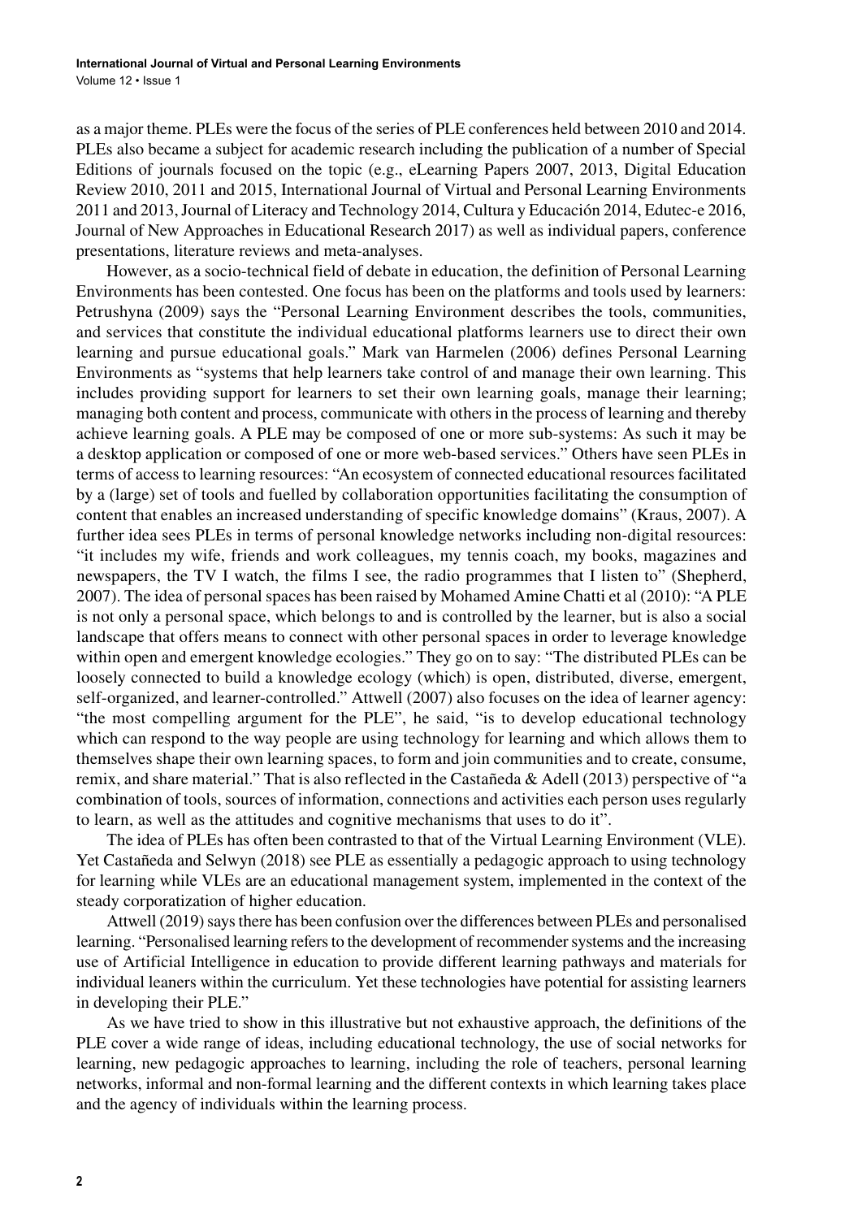as a major theme. PLEs were the focus of the series of PLE conferences held between 2010 and 2014. PLEs also became a subject for academic research including the publication of a number of Special Editions of journals focused on the topic (e.g., eLearning Papers 2007, 2013, Digital Education Review 2010, 2011 and 2015, International Journal of Virtual and Personal Learning Environments 2011 and 2013, Journal of Literacy and Technology 2014, Cultura y Educación 2014, Edutec-e 2016, Journal of New Approaches in Educational Research 2017) as well as individual papers, conference presentations, literature reviews and meta-analyses.

However, as a socio-technical field of debate in education, the definition of Personal Learning Environments has been contested. One focus has been on the platforms and tools used by learners: Petrushyna (2009) says the "Personal Learning Environment describes the tools, communities, and services that constitute the individual educational platforms learners use to direct their own learning and pursue educational goals." Mark van Harmelen (2006) defines Personal Learning Environments as "systems that help learners take control of and manage their own learning. This includes providing support for learners to set their own learning goals, manage their learning; managing both content and process, communicate with others in the process of learning and thereby achieve learning goals. A PLE may be composed of one or more sub-systems: As such it may be a desktop application or composed of one or more web-based services." Others have seen PLEs in terms of access to learning resources: "An ecosystem of connected educational resources facilitated by a (large) set of tools and fuelled by collaboration opportunities facilitating the consumption of content that enables an increased understanding of specific knowledge domains" (Kraus, 2007). A further idea sees PLEs in terms of personal knowledge networks including non-digital resources: "it includes my wife, friends and work colleagues, my tennis coach, my books, magazines and newspapers, the TV I watch, the films I see, the radio programmes that I listen to" (Shepherd, 2007). The idea of personal spaces has been raised by Mohamed Amine Chatti et al (2010): "A PLE is not only a personal space, which belongs to and is controlled by the learner, but is also a social landscape that offers means to connect with other personal spaces in order to leverage knowledge within open and emergent knowledge ecologies." They go on to say: "The distributed PLEs can be loosely connected to build a knowledge ecology (which) is open, distributed, diverse, emergent, self-organized, and learner-controlled." Attwell (2007) also focuses on the idea of learner agency: "the most compelling argument for the PLE", he said, "is to develop educational technology which can respond to the way people are using technology for learning and which allows them to themselves shape their own learning spaces, to form and join communities and to create, consume, remix, and share material." That is also reflected in the Castañeda & Adell (2013) perspective of "a combination of tools, sources of information, connections and activities each person uses regularly to learn, as well as the attitudes and cognitive mechanisms that uses to do it".

The idea of PLEs has often been contrasted to that of the Virtual Learning Environment (VLE). Yet Castañeda and Selwyn (2018) see PLE as essentially a pedagogic approach to using technology for learning while VLEs are an educational management system, implemented in the context of the steady corporatization of higher education.

Attwell (2019) says there has been confusion over the differences between PLEs and personalised learning. "Personalised learning refers to the development of recommender systems and the increasing use of Artificial Intelligence in education to provide different learning pathways and materials for individual leaners within the curriculum. Yet these technologies have potential for assisting learners in developing their PLE."

As we have tried to show in this illustrative but not exhaustive approach, the definitions of the PLE cover a wide range of ideas, including educational technology, the use of social networks for learning, new pedagogic approaches to learning, including the role of teachers, personal learning networks, informal and non-formal learning and the different contexts in which learning takes place and the agency of individuals within the learning process.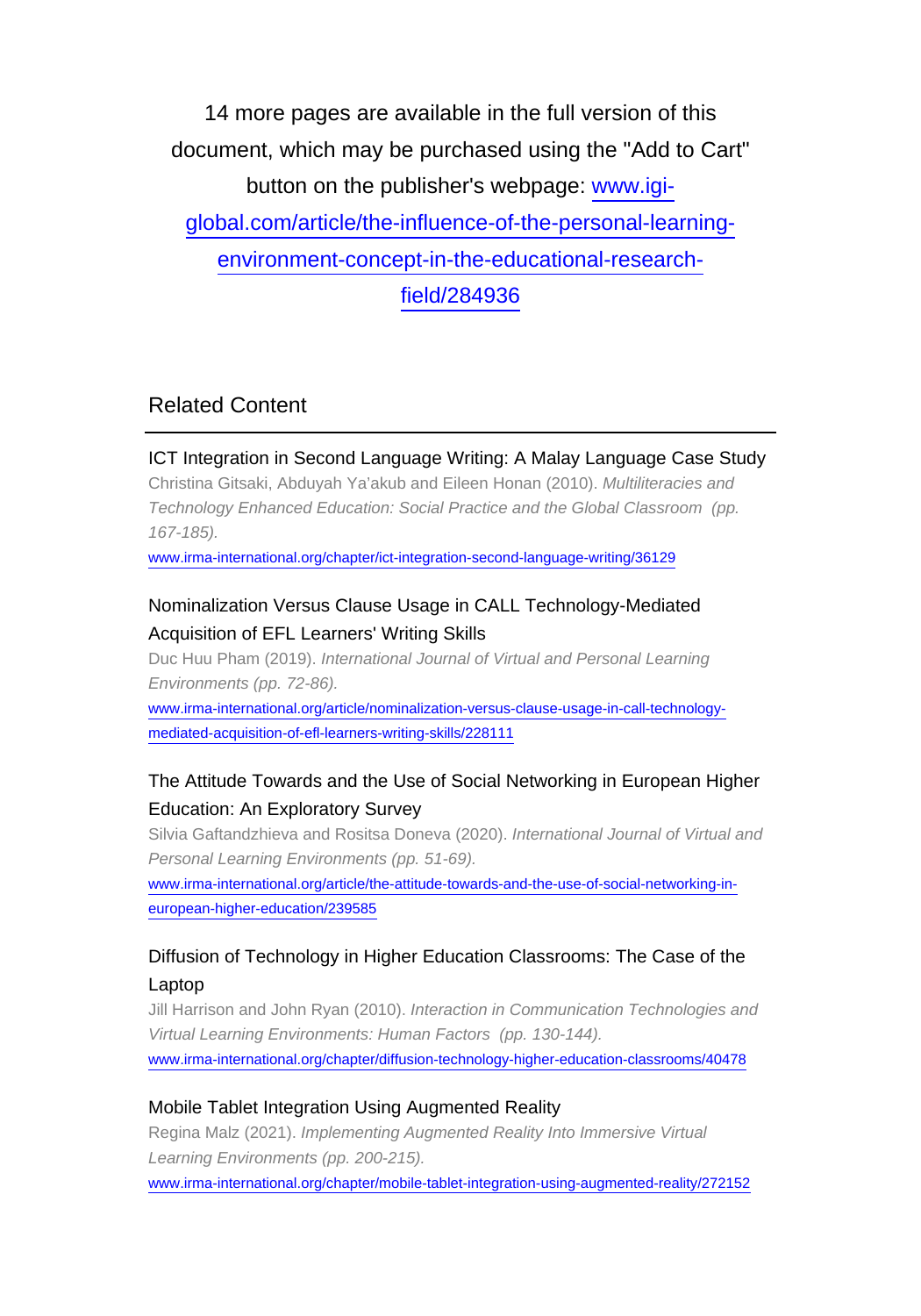14 more pages are available in the full version of this document, which may be purchased using the "Add to Cart" button on the publisher's webpage: [www.igi-global.com/article/the-influence-of-the-personal-learning-environment-concept-in-the-educational-research-field/284936](www.igi-global.com/article/the-influence-of-the-personal-learning-environment-concept-in-the-educational-research-field/284936)

## Related Content

**ICT Integration in Second Language Writing: A Malay Language Case Study**
Christina Gitsaki, Abduyah Ya'akub and Eileen Honan (2010). *Multiliteracies and Technology Enhanced Education: Social Practice and the Global Classroom (pp. 167-185).*
[www.irma-international.org/chapter/ict-integration-second-language-writing/36129](www.irma-international.org/chapter/ict-integration-second-language-writing/36129)

**Nominalization Versus Clause Usage in CALL Technology-Mediated Acquisition of EFL Learners' Writing Skills**
Duc Huu Pham (2019). *International Journal of Virtual and Personal Learning Environments (pp. 72-86).*
[www.irma-international.org/article/nominalization-versus-clause-usage-in-call-technology-mediated-acquisition-of-efl-learners-writing-skills/228111](www.irma-international.org/article/nominalization-versus-clause-usage-in-call-technology-mediated-acquisition-of-efl-learners-writing-skills/228111)

**The Attitude Towards and the Use of Social Networking in European Higher Education: An Exploratory Survey**
Silvia Gaftandzhieva and Rositsa Doneva (2020). *International Journal of Virtual and Personal Learning Environments (pp. 51-69).*
[www.irma-international.org/article/the-attitude-towards-and-the-use-of-social-networking-in-european-higher-education/239585](www.irma-international.org/article/the-attitude-towards-and-the-use-of-social-networking-in-european-higher-education/239585)

**Diffusion of Technology in Higher Education Classrooms: The Case of the Laptop**
Jill Harrison and John Ryan (2010). *Interaction in Communication Technologies and Virtual Learning Environments: Human Factors (pp. 130-144).*
[www.irma-international.org/chapter/diffusion-technology-higher-education-classrooms/40478](www.irma-international.org/chapter/diffusion-technology-higher-education-classrooms/40478)

**Mobile Tablet Integration Using Augmented Reality**
Regina Malz (2021). *Implementing Augmented Reality Into Immersive Virtual Learning Environments (pp. 200-215).*
[www.irma-international.org/chapter/mobile-tablet-integration-using-augmented-reality/272152](www.irma-international.org/chapter/mobile-tablet-integration-using-augmented-reality/272152)